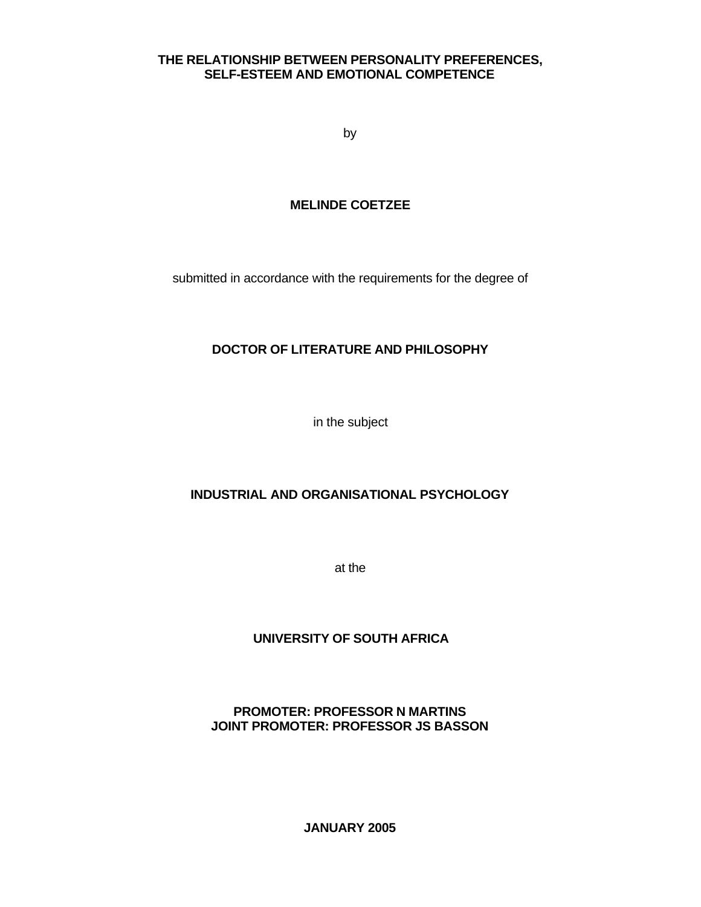# THE RELATIONSHIP BETWEEN PERSONALITY PREFERENCES, SELF-ESTEEM AND EMOTIONAL COMPETENCE

by

**MELINDE COETZEE**

submitted in accordance with the requirements for the degree of

**DOCTOR OF LITERATURE AND PHILOSOPHY**

in the subject

**INDUSTRIAL AND ORGANISATIONAL PSYCHOLOGY**

at the

**UNIVERSITY OF SOUTH AFRICA**

**PROMOTER: PROFESSOR N MARTINS**
**JOINT PROMOTER: PROFESSOR JS BASSON**

**JANUARY 2005**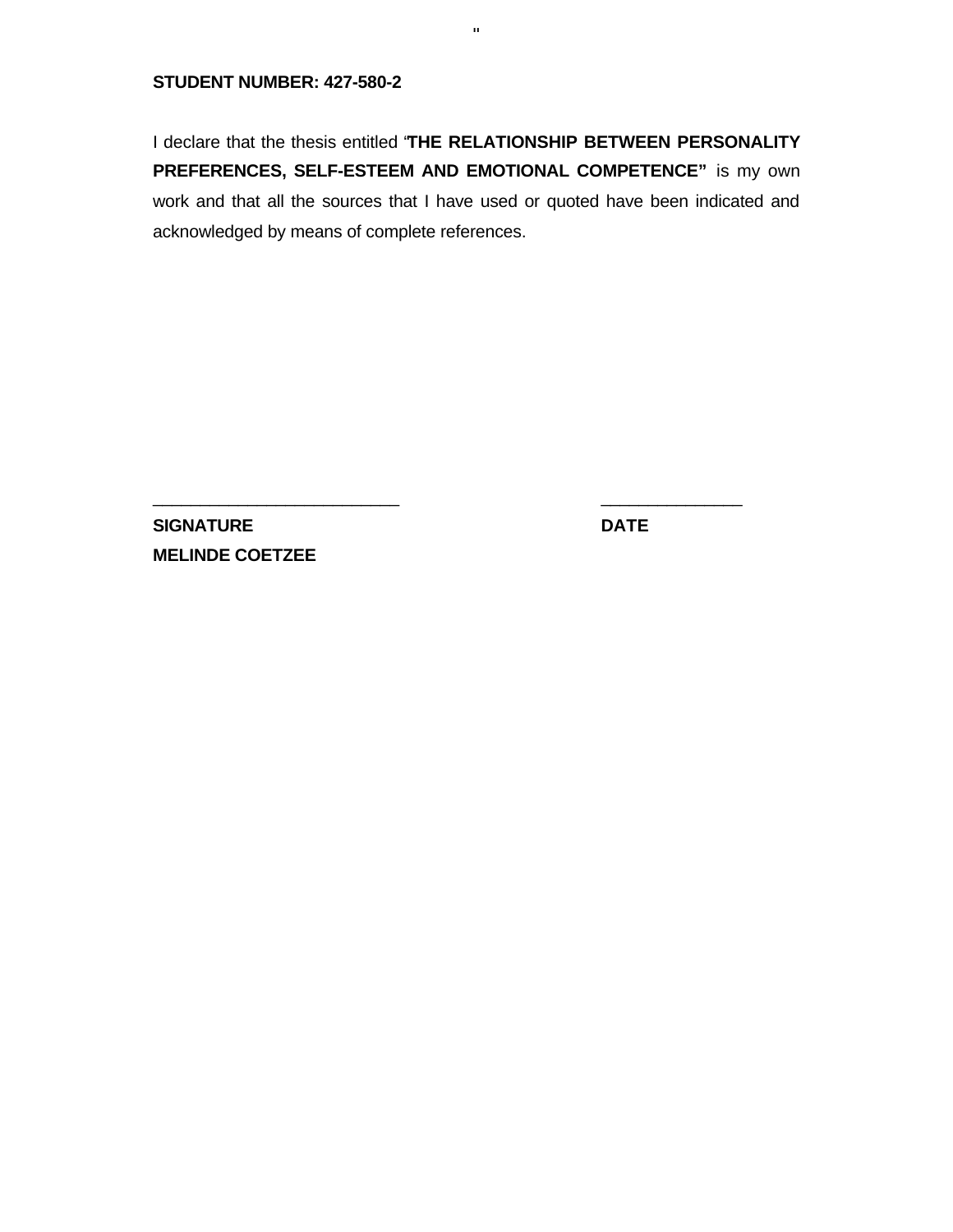**STUDENT NUMBER: 427-580-2**

I declare that the thesis entitled "**THE RELATIONSHIP BETWEEN PERSONALITY PREFERENCES, SELF-ESTEEM AND EMOTIONAL COMPETENCE"** is my own work and that all the sources that I have used or quoted have been indicated and acknowledged by means of complete references.

\_\_\_\_\_\_\_\_\_\_\_\_\_\_\_\_\_\_\_\_\_\_\_\_\_\_\_ \_\_\_\_\_\_\_\_\_\_\_\_\_\_\_\_

**SIGNATURE** **DATE**

**MELINDE COETZEE**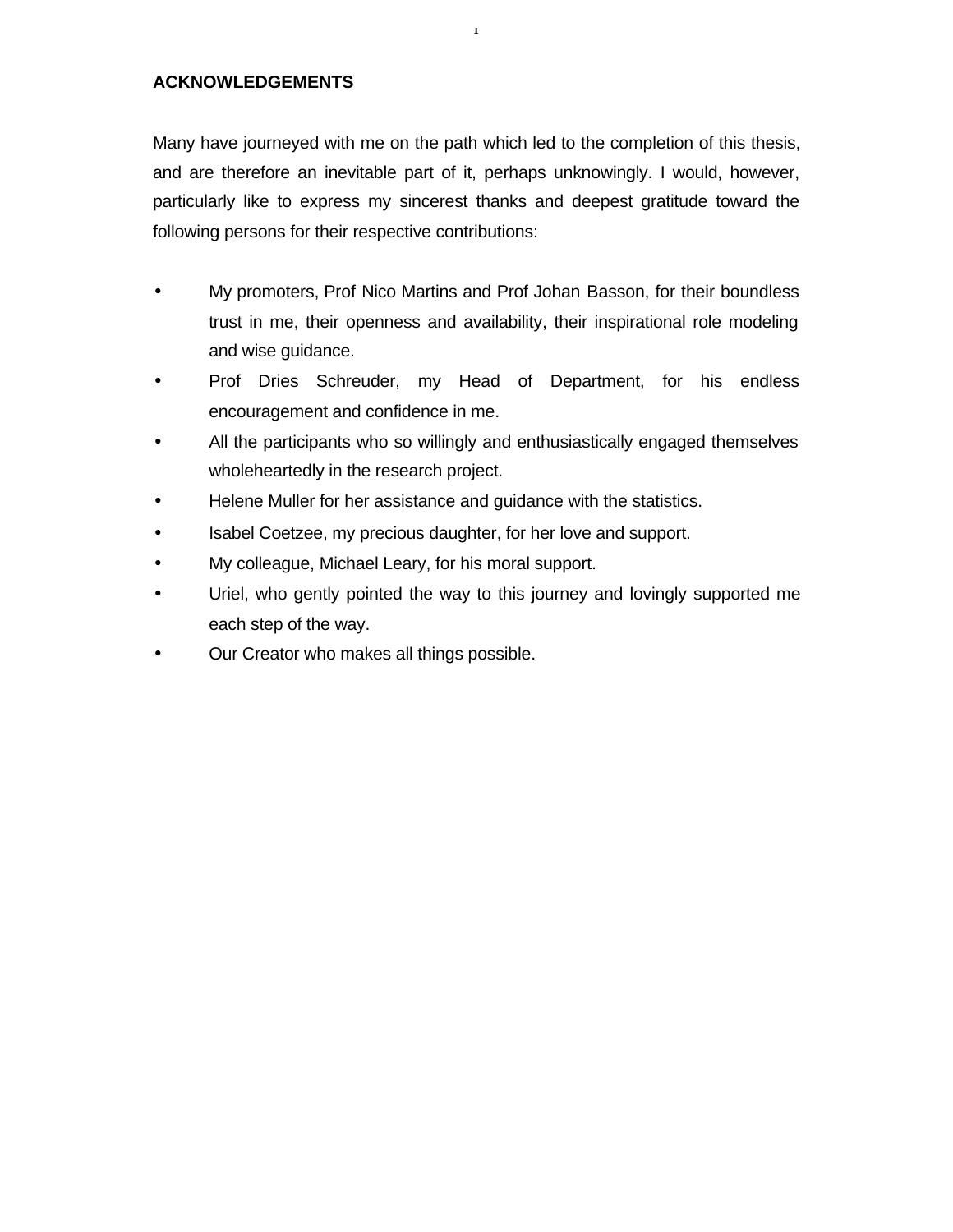## ACKNOWLEDGEMENTS

Many have journeyed with me on the path which led to the completion of this thesis, and are therefore an inevitable part of it, perhaps unknowingly. I would, however, particularly like to express my sincerest thanks and deepest gratitude toward the following persons for their respective contributions:

- My promoters, Prof Nico Martins and Prof Johan Basson, for their boundless trust in me, their openness and availability, their inspirational role modeling and wise guidance.
- Prof Dries Schreuder, my Head of Department, for his endless encouragement and confidence in me.
- All the participants who so willingly and enthusiastically engaged themselves wholeheartedly in the research project.
- Helene Muller for her assistance and guidance with the statistics.
- Isabel Coetzee, my precious daughter, for her love and support.
- My colleague, Michael Leary, for his moral support.
- Uriel, who gently pointed the way to this journey and lovingly supported me each step of the way.
- Our Creator who makes all things possible.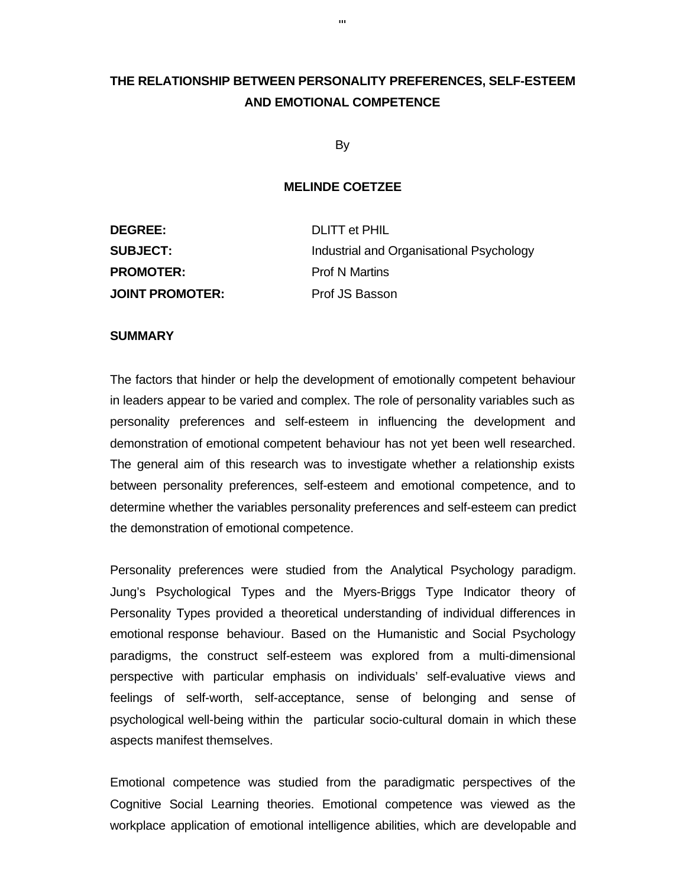# THE RELATIONSHIP BETWEEN PERSONALITY PREFERENCES, SELF-ESTEEM AND EMOTIONAL COMPETENCE

By

**MELINDE COETZEE**

| | |
|---|---|
| **DEGREE:** | DLITT et PHIL |
| **SUBJECT:** | Industrial and Organisational Psychology |
| **PROMOTER:** | Prof N Martins |
| **JOINT PROMOTER:** | Prof JS Basson |

**SUMMARY**

The factors that hinder or help the development of emotionally competent behaviour in leaders appear to be varied and complex. The role of personality variables such as personality preferences and self-esteem in influencing the development and demonstration of emotional competent behaviour has not yet been well researched. The general aim of this research was to investigate whether a relationship exists between personality preferences, self-esteem and emotional competence, and to determine whether the variables personality preferences and self-esteem can predict the demonstration of emotional competence.

Personality preferences were studied from the Analytical Psychology paradigm. Jung's Psychological Types and the Myers-Briggs Type Indicator theory of Personality Types provided a theoretical understanding of individual differences in emotional response behaviour. Based on the Humanistic and Social Psychology paradigms, the construct self-esteem was explored from a multi-dimensional perspective with particular emphasis on individuals' self-evaluative views and feelings of self-worth, self-acceptance, sense of belonging and sense of psychological well-being within the particular socio-cultural domain in which these aspects manifest themselves.

Emotional competence was studied from the paradigmatic perspectives of the Cognitive Social Learning theories. Emotional competence was viewed as the workplace application of emotional intelligence abilities, which are developable and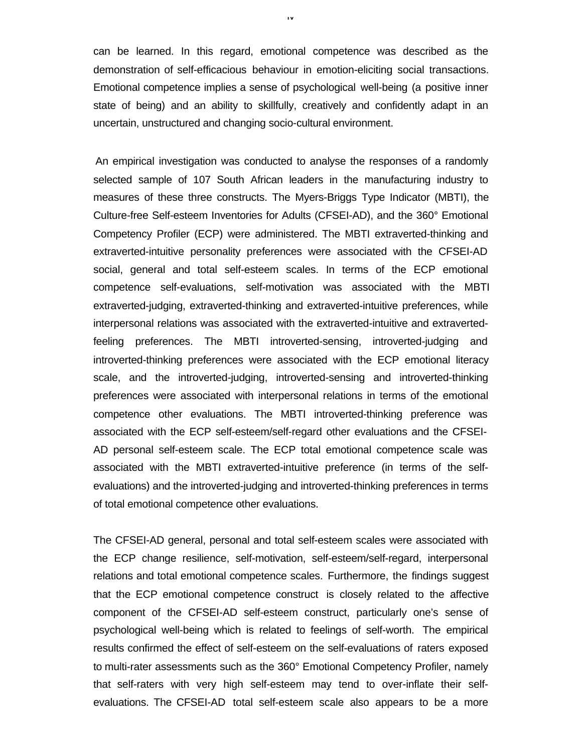can be learned. In this regard, emotional competence was described as the demonstration of self-efficacious behaviour in emotion-eliciting social transactions. Emotional competence implies a sense of psychological well-being (a positive inner state of being) and an ability to skillfully, creatively and confidently adapt in an uncertain, unstructured and changing socio-cultural environment.

An empirical investigation was conducted to analyse the responses of a randomly selected sample of 107 South African leaders in the manufacturing industry to measures of these three constructs. The Myers-Briggs Type Indicator (MBTI), the Culture-free Self-esteem Inventories for Adults (CFSEI-AD), and the 360° Emotional Competency Profiler (ECP) were administered. The MBTI extraverted-thinking and extraverted-intuitive personality preferences were associated with the CFSEI-AD social, general and total self-esteem scales. In terms of the ECP emotional competence self-evaluations, self-motivation was associated with the MBTI extraverted-judging, extraverted-thinking and extraverted-intuitive preferences, while interpersonal relations was associated with the extraverted-intuitive and extraverted-feeling preferences. The MBTI introverted-sensing, introverted-judging and introverted-thinking preferences were associated with the ECP emotional literacy scale, and the introverted-judging, introverted-sensing and introverted-thinking preferences were associated with interpersonal relations in terms of the emotional competence other evaluations. The MBTI introverted-thinking preference was associated with the ECP self-esteem/self-regard other evaluations and the CFSEI-AD personal self-esteem scale. The ECP total emotional competence scale was associated with the MBTI extraverted-intuitive preference (in terms of the self-evaluations) and the introverted-judging and introverted-thinking preferences in terms of total emotional competence other evaluations.

The CFSEI-AD general, personal and total self-esteem scales were associated with the ECP change resilience, self-motivation, self-esteem/self-regard, interpersonal relations and total emotional competence scales. Furthermore, the findings suggest that the ECP emotional competence construct is closely related to the affective component of the CFSEI-AD self-esteem construct, particularly one's sense of psychological well-being which is related to feelings of self-worth. The empirical results confirmed the effect of self-esteem on the self-evaluations of raters exposed to multi-rater assessments such as the 360° Emotional Competency Profiler, namely that self-raters with very high self-esteem may tend to over-inflate their self-evaluations. The CFSEI-AD total self-esteem scale also appears to be a more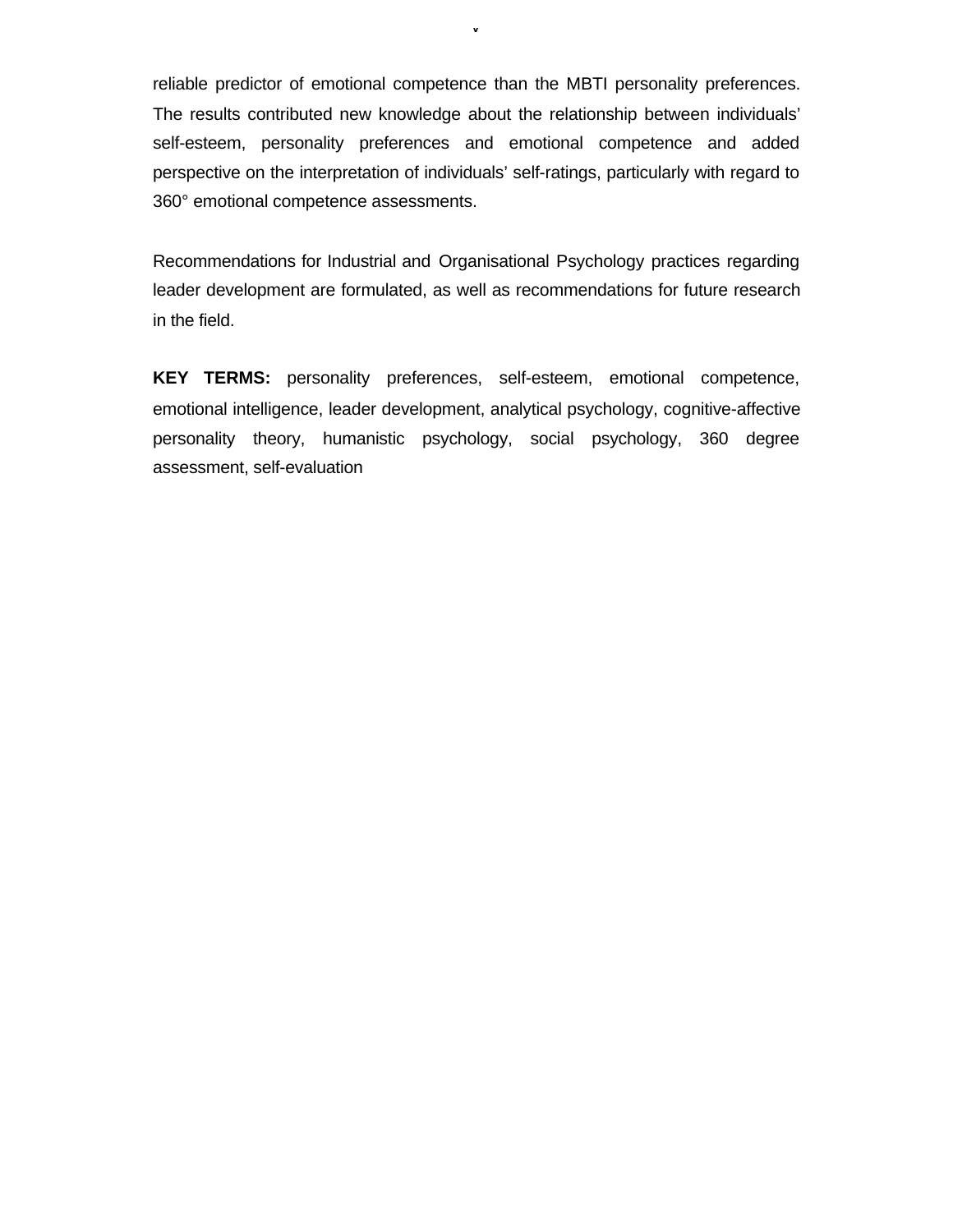reliable predictor of emotional competence than the MBTI personality preferences. The results contributed new knowledge about the relationship between individuals' self-esteem, personality preferences and emotional competence and added perspective on the interpretation of individuals' self-ratings, particularly with regard to 360° emotional competence assessments.

Recommendations for Industrial and Organisational Psychology practices regarding leader development are formulated, as well as recommendations for future research in the field.

**KEY TERMS:** personality preferences, self-esteem, emotional competence, emotional intelligence, leader development, analytical psychology, cognitive-affective personality theory, humanistic psychology, social psychology, 360 degree assessment, self-evaluation